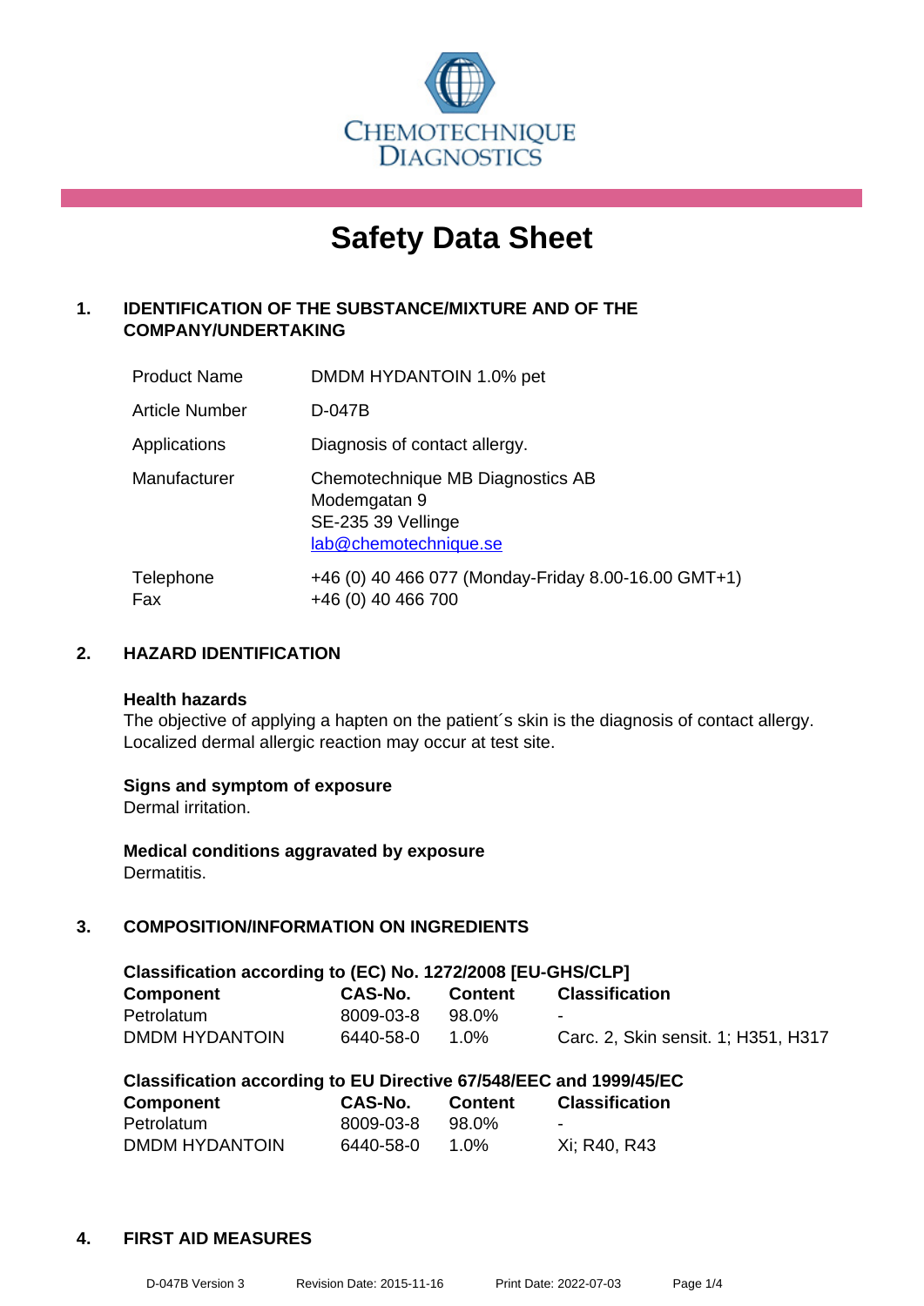CHEMOTECHNIQUE DIAGNOSTICS

# Safety Data Sheet

## 1. IDENTIFICATION OF THE SUBSTANCE/MIXTURE AND OF THE COMPANY/UNDERTAKING

| | |
|---|---|
| Product Name | DMDM HYDANTOIN 1.0% pet |
| Article Number | D-047B |
| Applications | Diagnosis of contact allergy. |
| Manufacturer | Chemotechnique MB Diagnostics AB<br>Modemgatan 9<br>SE-235 39 Vellinge<br>lab@chemotechnique.se |
| Telephone<br>Fax | +46 (0) 40 466 077 (Monday-Friday 8.00-16.00 GMT+1)<br>+46 (0) 40 466 700 |

## 2. HAZARD IDENTIFICATION

**Health hazards**
The objective of applying a hapten on the patient´s skin is the diagnosis of contact allergy. Localized dermal allergic reaction may occur at test site.

**Signs and symptom of exposure**
Dermal irritation.

**Medical conditions aggravated by exposure**
Dermatitis.

## 3. COMPOSITION/INFORMATION ON INGREDIENTS

**Classification according to (EC) No. 1272/2008 [EU-GHS/CLP]**

| Component | CAS-No. | Content | Classification |
|---|---|---|---|
| Petrolatum | 8009-03-8 | 98.0% | - |
| DMDM HYDANTOIN | 6440-58-0 | 1.0% | Carc. 2, Skin sensit. 1; H351, H317 |

**Classification according to EU Directive 67/548/EEC and 1999/45/EC**

| Component | CAS-No. | Content | Classification |
|---|---|---|---|
| Petrolatum | 8009-03-8 | 98.0% | - |
| DMDM HYDANTOIN | 6440-58-0 | 1.0% | Xi; R40, R43 |

## 4. FIRST AID MEASURES

D-047B Version 3 Revision Date: 2015-11-16 Print Date: 2022-07-03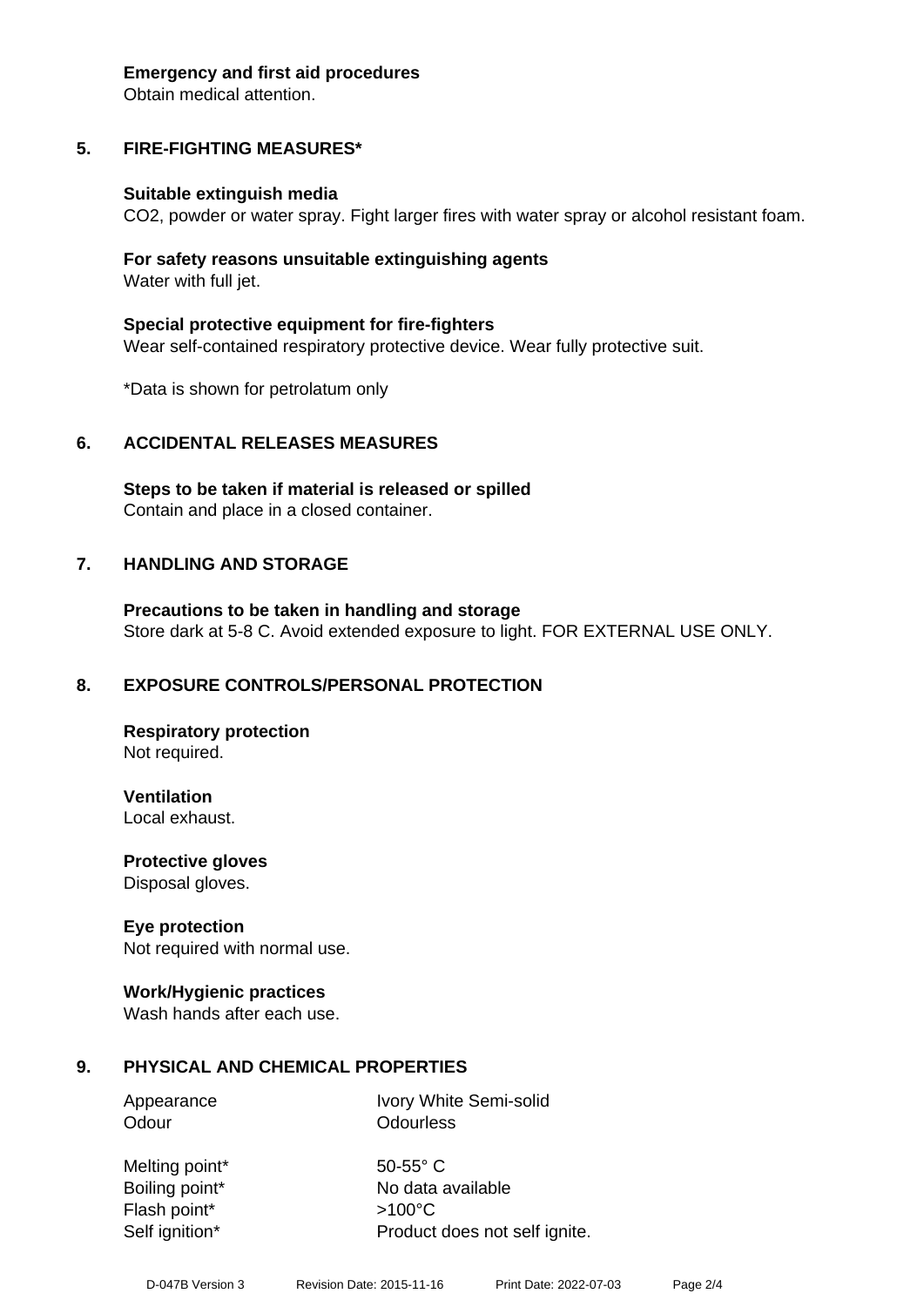**Emergency and first aid procedures**
Obtain medical attention.

## 5. FIRE-FIGHTING MEASURES*

**Suitable extinguish media**
$CO_2$, powder or water spray. Fight larger fires with water spray or alcohol resistant foam.

**For safety reasons unsuitable extinguishing agents**
Water with full jet.

**Special protective equipment for fire-fighters**
Wear self-contained respiratory protective device. Wear fully protective suit.

*Data is shown for petrolatum only

## 6. ACCIDENTAL RELEASES MEASURES

**Steps to be taken if material is released or spilled**
Contain and place in a closed container.

## 7. HANDLING AND STORAGE

**Precautions to be taken in handling and storage**
Store dark at 5-8 C. Avoid extended exposure to light. FOR EXTERNAL USE ONLY.

## 8. EXPOSURE CONTROLS/PERSONAL PROTECTION

**Respiratory protection**
Not required.

**Ventilation**
Local exhaust.

**Protective gloves**
Disposal gloves.

**Eye protection**
Not required with normal use.

**Work/Hygienic practices**
Wash hands after each use.

## 9. PHYSICAL AND CHEMICAL PROPERTIES

| | |
|---|---|
| Appearance | Ivory White Semi-solid |
| Odour | Odourless |
| Melting point* | 50-55° C |
| Boiling point* | No data available |
| Flash point* | >100°C |
| Self ignition* | Product does not self ignite. |

D-047B Version 3 Revision Date: 2015-11-16 Print Date: 2022-07-03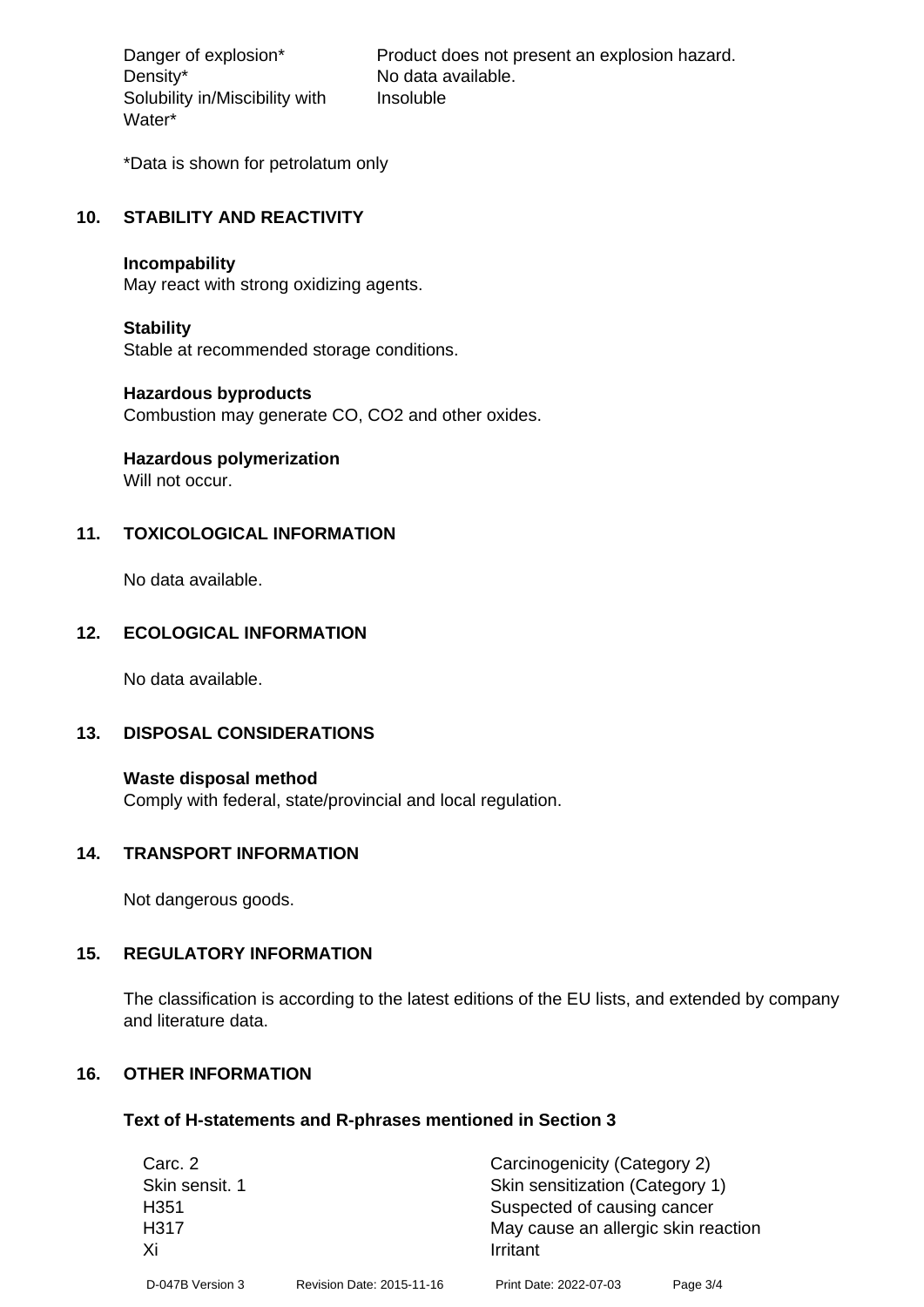| | |
|---|---|
| Danger of explosion* | Product does not present an explosion hazard. |
| Density* | No data available. |
| Solubility in/Miscibility with Water* | Insoluble |

*Data is shown for petrolatum only

## 10. STABILITY AND REACTIVITY

**Incompability**
May react with strong oxidizing agents.

**Stability**
Stable at recommended storage conditions.

**Hazardous byproducts**
Combustion may generate CO, $CO_2$ and other oxides.

**Hazardous polymerization**
Will not occur.

## 11. TOXICOLOGICAL INFORMATION

No data available.

## 12. ECOLOGICAL INFORMATION

No data available.

## 13. DISPOSAL CONSIDERATIONS

**Waste disposal method**
Comply with federal, state/provincial and local regulation.

## 14. TRANSPORT INFORMATION

Not dangerous goods.

## 15. REGULATORY INFORMATION

The classification is according to the latest editions of the EU lists, and extended by company and literature data.

## 16. OTHER INFORMATION

**Text of H-statements and R-phrases mentioned in Section 3**

| | |
|---|---|
| Carc. 2 | Carcinogenicity (Category 2) |
| Skin sensit. 1 | Skin sensitization (Category 1) |
| H351 | Suspected of causing cancer |
| H317 | May cause an allergic skin reaction |
| Xi | Irritant |

D-047B Version 3 Revision Date: 2015-11-16 Print Date: 2022-07-03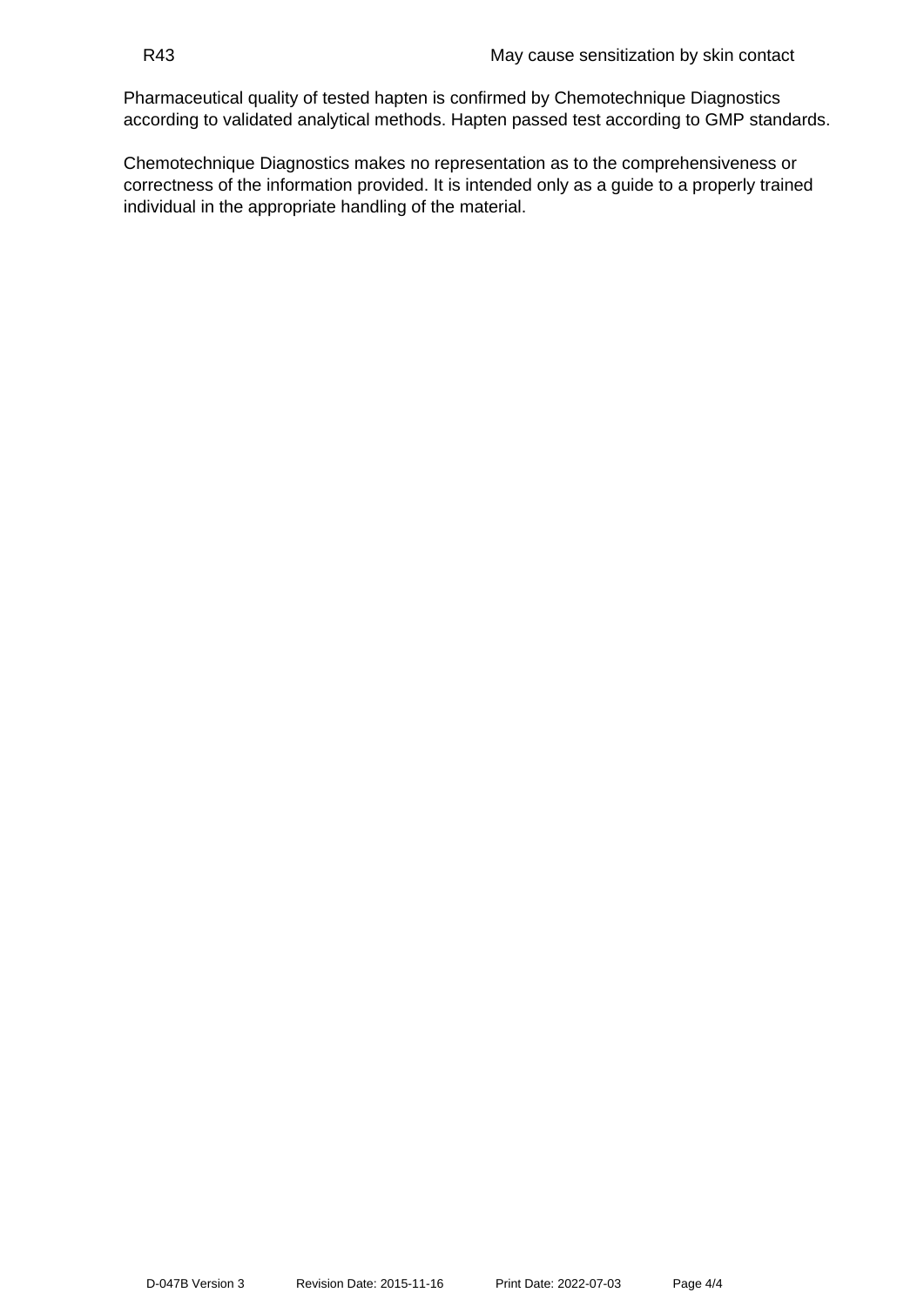| | |
|---|---|
| R43 | May cause sensitization by skin contact |

Pharmaceutical quality of tested hapten is confirmed by Chemotechnique Diagnostics according to validated analytical methods. Hapten passed test according to GMP standards.

Chemotechnique Diagnostics makes no representation as to the comprehensiveness or correctness of the information provided. It is intended only as a guide to a properly trained individual in the appropriate handling of the material.